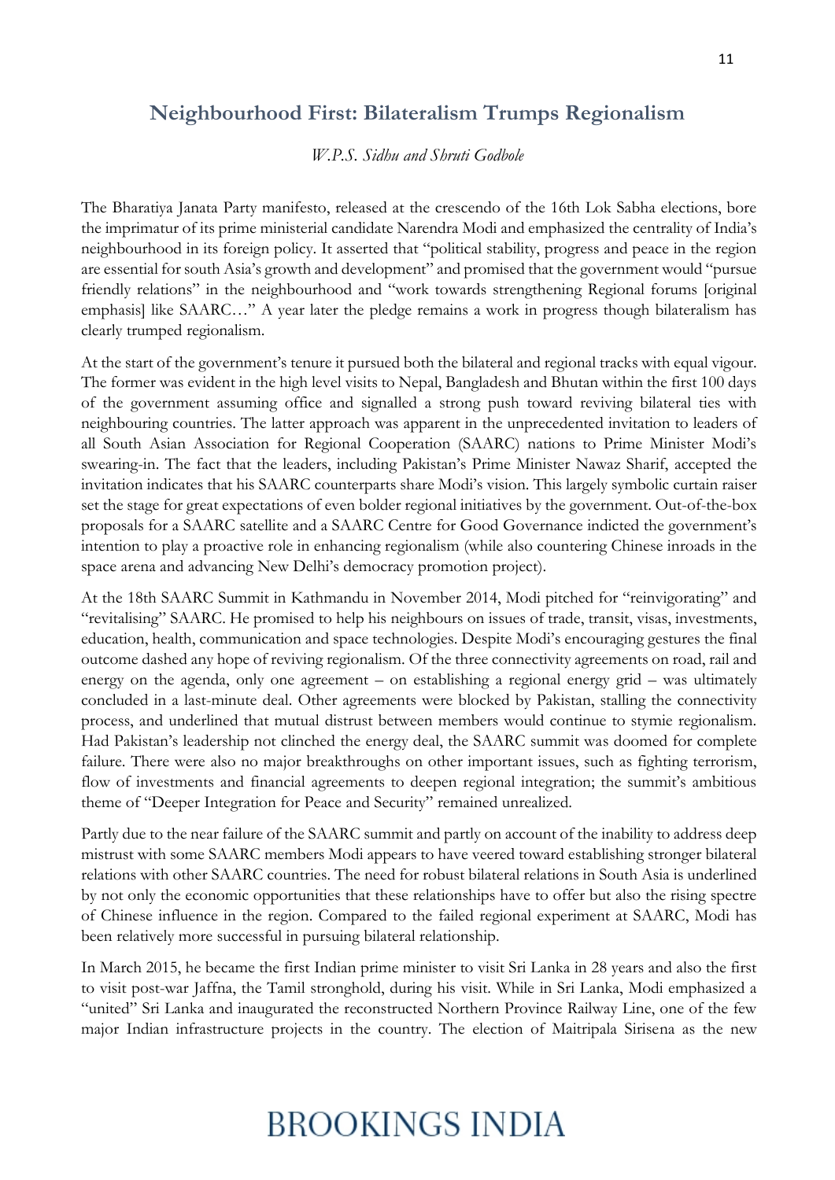## Neighbourhood First: Bilateralism Trumps Regionalism

*W.P.S. Sidhu and Shruti Godbole*

The Bharatiya Janata Party manifesto, released at the crescendo of the 16th Lok Sabha elections, bore the imprimatur of its prime ministerial candidate Narendra Modi and emphasized the centrality of India's neighbourhood in its foreign policy. It asserted that "political stability, progress and peace in the region are essential for south Asia's growth and development" and promised that the government would "pursue friendly relations" in the neighbourhood and "work towards strengthening Regional forums [original emphasis] like SAARC…" A year later the pledge remains a work in progress though bilateralism has clearly trumped regionalism.

At the start of the government's tenure it pursued both the bilateral and regional tracks with equal vigour. The former was evident in the high level visits to Nepal, Bangladesh and Bhutan within the first 100 days of the government assuming office and signalled a strong push toward reviving bilateral ties with neighbouring countries. The latter approach was apparent in the unprecedented invitation to leaders of all South Asian Association for Regional Cooperation (SAARC) nations to Prime Minister Modi's swearing-in. The fact that the leaders, including Pakistan's Prime Minister Nawaz Sharif, accepted the invitation indicates that his SAARC counterparts share Modi's vision. This largely symbolic curtain raiser set the stage for great expectations of even bolder regional initiatives by the government. Out-of-the-box proposals for a SAARC satellite and a SAARC Centre for Good Governance indicted the government's intention to play a proactive role in enhancing regionalism (while also countering Chinese inroads in the space arena and advancing New Delhi's democracy promotion project).

At the 18th SAARC Summit in Kathmandu in November 2014, Modi pitched for "reinvigorating" and "revitalising" SAARC. He promised to help his neighbours on issues of trade, transit, visas, investments, education, health, communication and space technologies. Despite Modi's encouraging gestures the final outcome dashed any hope of reviving regionalism. Of the three connectivity agreements on road, rail and energy on the agenda, only one agreement – on establishing a regional energy grid – was ultimately concluded in a last-minute deal. Other agreements were blocked by Pakistan, stalling the connectivity process, and underlined that mutual distrust between members would continue to stymie regionalism. Had Pakistan's leadership not clinched the energy deal, the SAARC summit was doomed for complete failure. There were also no major breakthroughs on other important issues, such as fighting terrorism, flow of investments and financial agreements to deepen regional integration; the summit's ambitious theme of "Deeper Integration for Peace and Security" remained unrealized.

Partly due to the near failure of the SAARC summit and partly on account of the inability to address deep mistrust with some SAARC members Modi appears to have veered toward establishing stronger bilateral relations with other SAARC countries. The need for robust bilateral relations in South Asia is underlined by not only the economic opportunities that these relationships have to offer but also the rising spectre of Chinese influence in the region. Compared to the failed regional experiment at SAARC, Modi has been relatively more successful in pursuing bilateral relationship.

In March 2015, he became the first Indian prime minister to visit Sri Lanka in 28 years and also the first to visit post-war Jaffna, the Tamil stronghold, during his visit. While in Sri Lanka, Modi emphasized a "united" Sri Lanka and inaugurated the reconstructed Northern Province Railway Line, one of the few major Indian infrastructure projects in the country. The election of Maitripala Sirisena as the new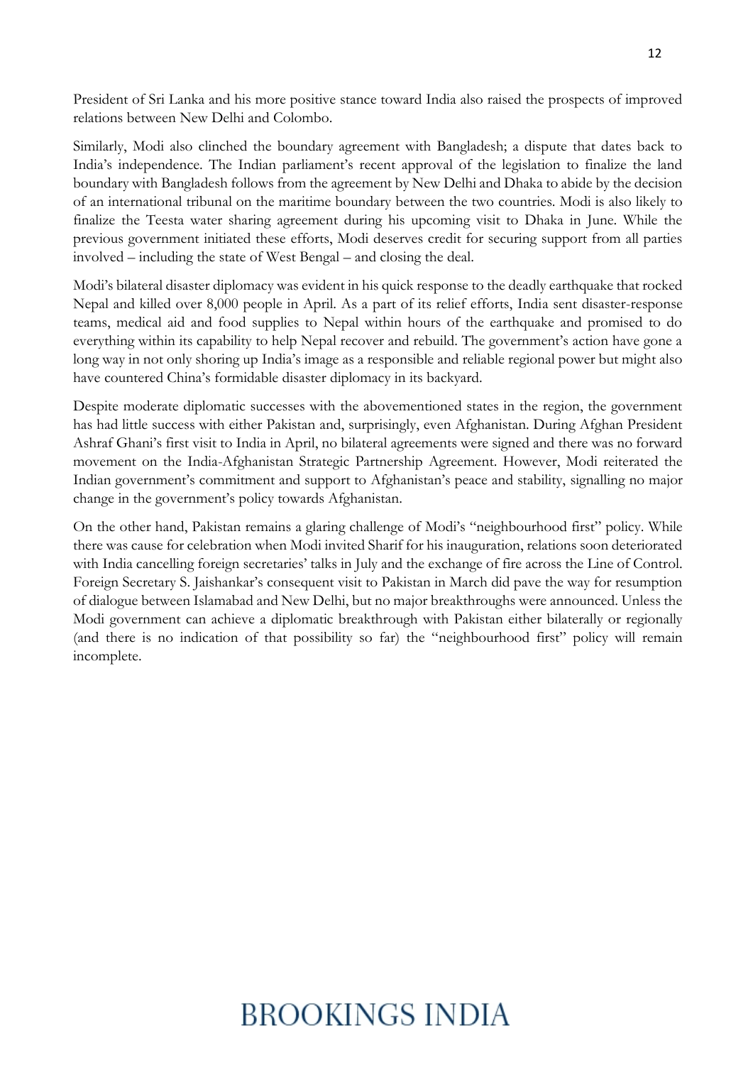President of Sri Lanka and his more positive stance toward India also raised the prospects of improved relations between New Delhi and Colombo.

Similarly, Modi also clinched the boundary agreement with Bangladesh; a dispute that dates back to India's independence. The Indian parliament's recent approval of the legislation to finalize the land boundary with Bangladesh follows from the agreement by New Delhi and Dhaka to abide by the decision of an international tribunal on the maritime boundary between the two countries. Modi is also likely to finalize the Teesta water sharing agreement during his upcoming visit to Dhaka in June. While the previous government initiated these efforts, Modi deserves credit for securing support from all parties involved – including the state of West Bengal – and closing the deal.

Modi's bilateral disaster diplomacy was evident in his quick response to the deadly earthquake that rocked Nepal and killed over 8,000 people in April. As a part of its relief efforts, India sent disaster-response teams, medical aid and food supplies to Nepal within hours of the earthquake and promised to do everything within its capability to help Nepal recover and rebuild. The government's action have gone a long way in not only shoring up India's image as a responsible and reliable regional power but might also have countered China's formidable disaster diplomacy in its backyard.

Despite moderate diplomatic successes with the abovementioned states in the region, the government has had little success with either Pakistan and, surprisingly, even Afghanistan. During Afghan President Ashraf Ghani's first visit to India in April, no bilateral agreements were signed and there was no forward movement on the India-Afghanistan Strategic Partnership Agreement. However, Modi reiterated the Indian government's commitment and support to Afghanistan's peace and stability, signalling no major change in the government's policy towards Afghanistan.

On the other hand, Pakistan remains a glaring challenge of Modi's "neighbourhood first" policy. While there was cause for celebration when Modi invited Sharif for his inauguration, relations soon deteriorated with India cancelling foreign secretaries' talks in July and the exchange of fire across the Line of Control. Foreign Secretary S. Jaishankar's consequent visit to Pakistan in March did pave the way for resumption of dialogue between Islamabad and New Delhi, but no major breakthroughs were announced. Unless the Modi government can achieve a diplomatic breakthrough with Pakistan either bilaterally or regionally (and there is no indication of that possibility so far) the "neighbourhood first" policy will remain incomplete.